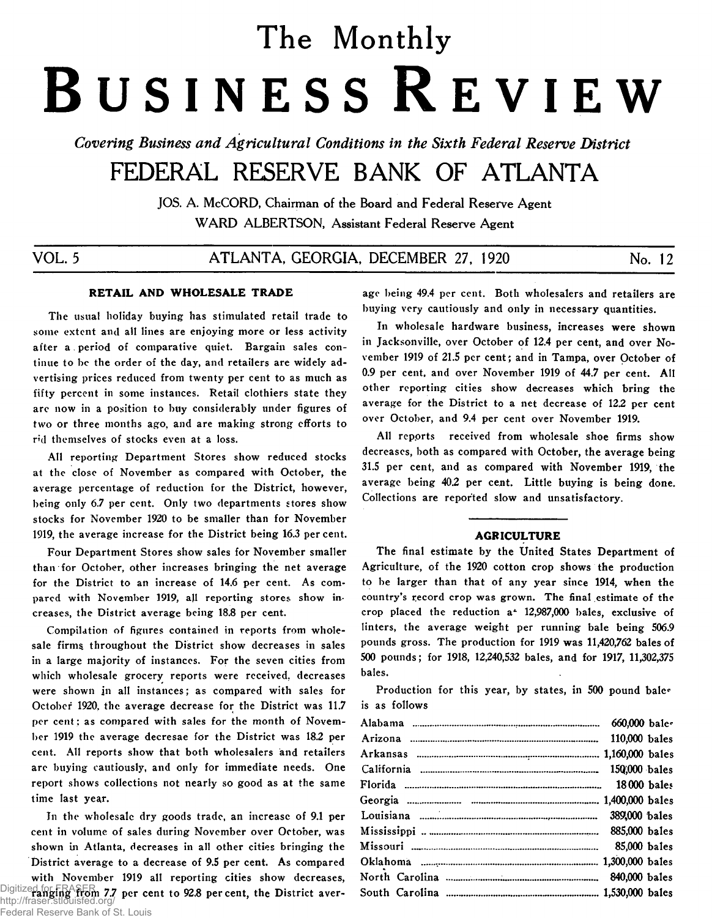# The Monthly BUSINESS REVIEW

*Covering Business and Agricultural Conditions in the Sixth Federal Reserve District*

# FEDERAL RESERVE BANK OF ATLANTA

JOS. A. McCORD, Chairman of the Board and Federal Reserve Agent

WARD ALBERTSON, Assistant Federal Reserve Agent

VOL. 5 ATLANTA, GEORGIA, DECEMBER 27, 1920 No. 12

## RETAIL AND WHOLESALE TRADE

The usual holiday buying has stimulated retail trade to some extent and all lines are enjoying more or less activity after a period of comparative quiet. Bargain sales continue to be the order of the day, and retailers are widely advertising prices reduced from twenty per cent to as much as fifty percent in some instances. Retail clothiers state they are now in a position to buy considerably under figures of two or three months ago, and are making strong efforts to rid themselves of stocks even at a loss.

All reporting Department Stores show reduced stocks at the close of November as compared with October, the average percentage of reduction for the District, however, being only 6.7 per cent. Only two departments stores show stocks for November 1920 to be smaller than for November 1919, the average increase for the District being 16.3 per cent.

Four Department Stores show sales for November smaller than for October, other increases bringing the net average for the District to an increase of 14.6 per cent. As compared with November 1919, all reporting stores show increases, the District average being 18.8 per cent.

Compilation of figures contained in reports from wholesale firms throughout the District show decreases in sales in a large majority of instances. For the seven cities from which wholesale grocery reports were received, decreases were shown in all instances; as compared with sales for October 1920, the average decrease for the District was 11.7 per cent; as compared with sales for the month of November 1919 the average decresae for the District was 18.2 per cent. All reports show that both wholesalers and retailers are buying cautiously, and only for immediate needs. One report shows collections not nearly so good as at the same time last year.

In the wholesale dry goods trade, an increase of 9.1 per cent in volume of sales during November over October, was shown in Atlanta, decreases in all other cities bringing the District average to a decrease of 9.5 per cent. As compared with November 1919 all reporting cities show decreases, ranging from 7.7 per cent to 92.8 per cent, the District average being 49.4 per cent. Both wholesalers and retailers are buying very cautiously and only in necessary quantities.

In wholesale hardware business, increases were shown in Jacksonville, over October of 12.4 per cent, and over November 1919 of 21.5 per cent; and in Tampa, over October of 0.9 per cent, and over November 1919 of 44.7 per cent. All other reporting cities show decreases which bring the average for the District to a net decrease of 12.2 per cent over October, and 9.4 per cent over November 1919.

All reports received from wholesale shoe firms show decreases, both as compared with October, the average being 31.5 per cent, and as compared with November 1919, the average being 40.2 per cent. Little buying is being done. Collections are reported slow and unsatisfactory.

## AGRICULTURE

The final estimate by the United States Department of Agriculture, of the 1920 cotton crop shows the production to be larger than that of any year since 1914, when the country's record crop was grown. The final estimate of the crop placed the reduction at 12,987,000 bales, exclusive of linters, the average weight per running bale being 506.9 pounds gross. The production for 1919 was 11,420,762 bales of 500 pounds; for 1918, 12,240,532 bales, and for 1917, 11,302,375 bales.

Production for this year, by states, in 500 pound bales is as follows

| State | Production |
|---|---|
| Alabama | 660,000 bales |
| Arizona | 110,000 bales |
| Arkansas | 1,160,000 bales |
| California | 150,000 bales |
| Florida | 18,000 bales |
| Georgia | 1,400,000 bales |
| Louisiana | 389,000 bales |
| Mississippi | 885,000 bales |
| Missouri | 85,000 bales |
| Oklahoma | 1,300,000 bales |
| North Carolina | 840,000 bales |
| South Carolina | 1,530,000 bales |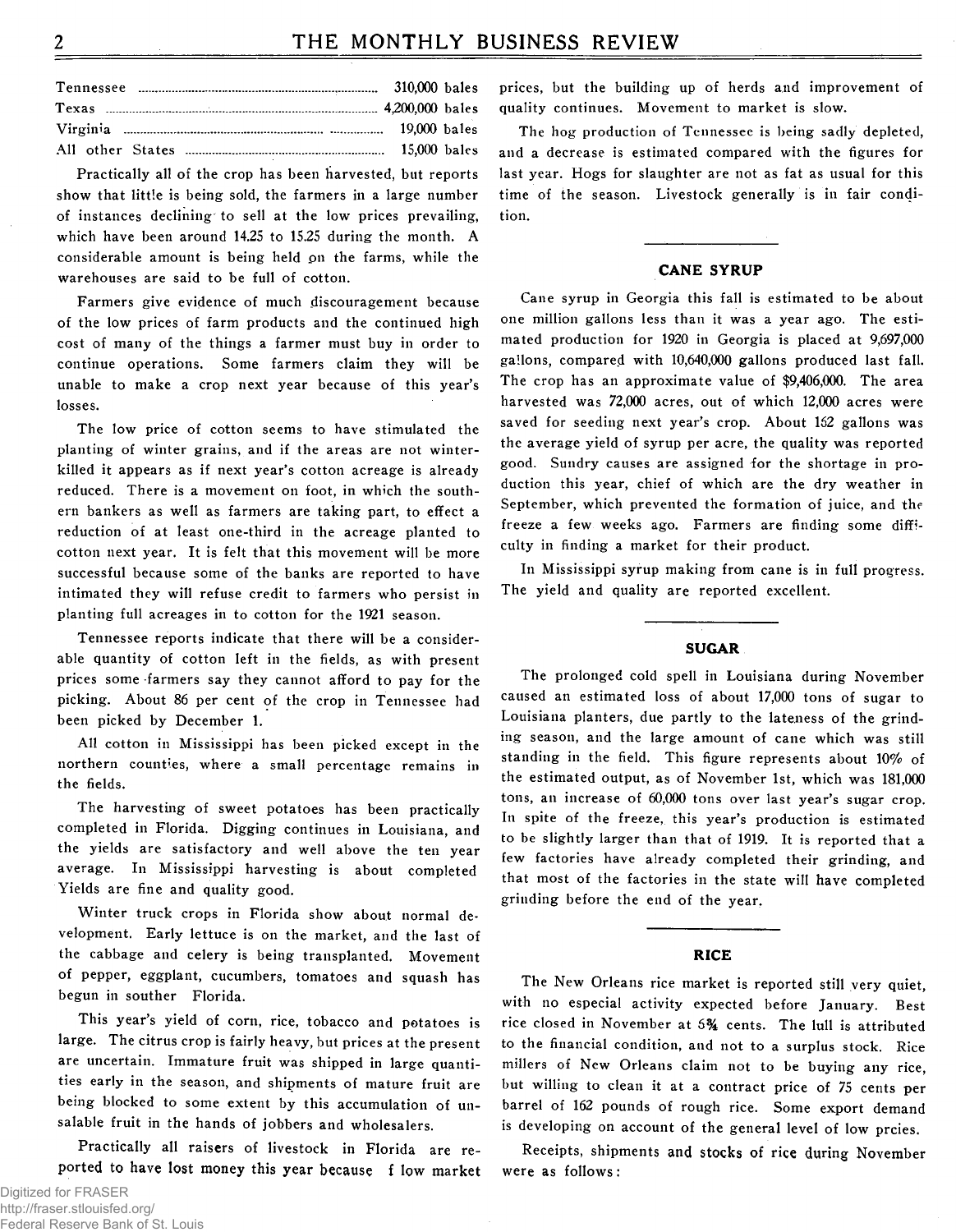| | |
|---|---|
| Tennessee | 310,000 bales |
| Texas | 4,200,000 bales |
| Virginia | 19,000 bales |
| All other States | 15,000 bales |

Practically all of the crop has been harvested, but reports show that little is being sold, the farmers in a large number of instances declining to sell at the low prices prevailing, which have been around 14.25 to 15.25 during the month. A considerable amount is being held on the farms, while the warehouses are said to be full of cotton.

Farmers give evidence of much discouragement because of the low prices of farm products and the continued high cost of many of the things a farmer must buy in order to continue operations. Some farmers claim they will be unable to make a crop next year because of this year's losses.

The low price of cotton seems to have stimulated the planting of winter grains, and if the areas are not winter-killed it appears as if next year's cotton acreage is already reduced. There is a movement on foot, in which the southern bankers as well as farmers are taking part, to effect a reduction of at least one-third in the acreage planted to cotton next year. It is felt that this movement will be more successful because some of the banks are reported to have intimated they will refuse credit to farmers who persist in planting full acreages in to cotton for the 1921 season.

Tennessee reports indicate that there will be a considerable quantity of cotton left in the fields, as with present prices some farmers say they cannot afford to pay for the picking. About 86 per cent of the crop in Tennessee had been picked by December 1.

All cotton in Mississippi has been picked except in the northern counties, where a small percentage remains in the fields.

The harvesting of sweet potatoes has been practically completed in Florida. Digging continues in Louisiana, and the yields are satisfactory and well above the ten year average. In Mississippi harvesting is about completed Yields are fine and quality good.

Winter truck crops in Florida show about normal development. Early lettuce is on the market, and the last of the cabbage and celery is being transplanted. Movement of pepper, eggplant, cucumbers, tomatoes and squash has begun in souther Florida.

This year's yield of corn, rice, tobacco and potatoes is large. The citrus crop is fairly heavy, but prices at the present are uncertain. Immature fruit was shipped in large quantities early in the season, and shipments of mature fruit are being blocked to some extent by this accumulation of unsalable fruit in the hands of jobbers and wholesalers.

Practically all raisers of livestock in Florida are reported to have lost money this year because f low market prices, but the building up of herds and improvement of quality continues. Movement to market is slow.

The hog production of Tennessee is being sadly depleted, and a decrease is estimated compared with the figures for last year. Hogs for slaughter are not as fat as usual for this time of the season. Livestock generally is in fair condition.

## CANE SYRUP

Cane syrup in Georgia this fall is estimated to be about one million gallons less than it was a year ago. The estimated production for 1920 in Georgia is placed at 9,697,000 gallons, compared with 10,640,000 gallons produced last fall. The crop has an approximate value of $9,406,000. The area harvested was 72,000 acres, out of which 12,000 acres were saved for seeding next year's crop. About 162 gallons was the average yield of syrup per acre, the quality was reported good. Sundry causes are assigned for the shortage in production this year, chief of which are the dry weather in September, which prevented the formation of juice, and the freeze a few weeks ago. Farmers are finding some difficulty in finding a market for their product.

In Mississippi syrup making from cane is in full progress. The yield and quality are reported excellent.

## SUGAR

The prolonged cold spell in Louisiana during November caused an estimated loss of about 17,000 tons of sugar to Louisiana planters, due partly to the lateness of the grinding season, and the large amount of cane which was still standing in the field. This figure represents about 10% of the estimated output, as of November 1st, which was 181,000 tons, an increase of 60,000 tons over last year's sugar crop. In spite of the freeze, this year's production is estimated to be slightly larger than that of 1919. It is reported that a few factories have already completed their grinding, and that most of the factories in the state will have completed grinding before the end of the year.

## RICE

The New Orleans rice market is reported still very quiet, with no especial activity expected before January. Best rice closed in November at 5¾ cents. The lull is attributed to the financial condition, and not to a surplus stock. Rice millers of New Orleans claim not to be buying any rice, but willing to clean it at a contract price of 75 cents per barrel of 162 pounds of rough rice. Some export demand is developing on account of the general level of low prcies.

Receipts, shipments and stocks of rice during November were as follows: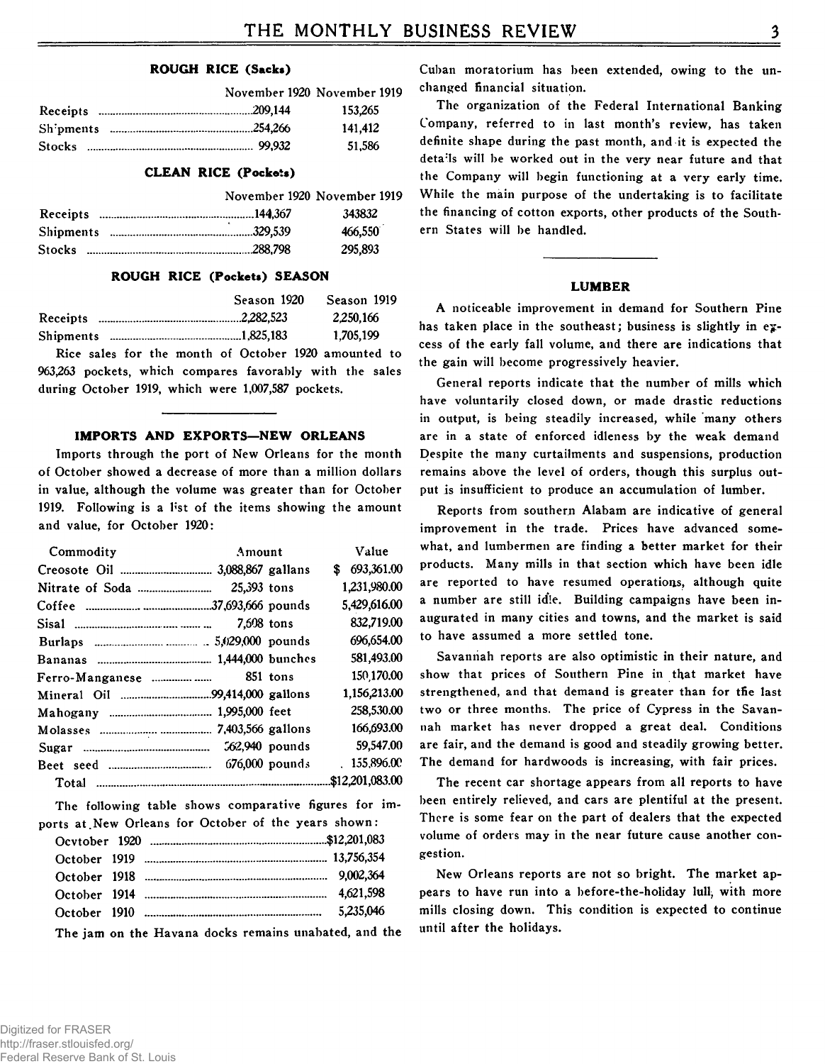### ROUGH RICE (Sacks)

| | November 1920 | November 1919 |
|---|---|---|
| Receipts | 209,144 | 153,265 |
| Shipments | 254,266 | 141,412 |
| Stocks | 99,932 | 51,586 |

### CLEAN RICE (Pockets)

| | November 1920 | November 1919 |
|---|---|---|
| Receipts | 144,367 | 343832 |
| Shipments | 329,539 | 466,550 |
| Stocks | 288,798 | 295,893 |

### ROUGH RICE (Pockets) SEASON

| | Season 1920 | Season 1919 |
|---|---|---|
| Receipts | 2,282,523 | 2,250,166 |
| Shipments | 1,825,183 | 1,705,199 |

Rice sales for the month of October 1920 amounted to 963,263 pockets, which compares favorably with the sales during October 1919, which were 1,007,587 pockets.

### IMPORTS AND EXPORTS—NEW ORLEANS

Imports through the port of New Orleans for the month of October showed a decrease of more than a million dollars in value, although the volume was greater than for October 1919. Following is a list of the items showing the amount and value, for October 1920:

| Commodity | Amount | Value |
|---|---|---|
| Creosote Oil | 3,088,867 gallans | $ 693,361.00 |
| Nitrate of Soda | 25,393 tons | 1,231,980.00 |
| Coffee | 37,693,666 pounds | 5,429,616.00 |
| Sisal | 7,608 tons | 832,719.00 |
| Burlaps | 5,029,000 pounds | 696,654.00 |
| Bananas | 1,444,000 bunches | 581,493.00 |
| Ferro-Manganese | 851 tons | 150,170.00 |
| Mineral Oil | 99,414,000 gallons | 1,156,213.00 |
| Mahogany | 1,995,000 feet | 258,530.00 |
| Molasses | 7,403,566 gallons | 166,693.00 |
| Sugar | 562,940 pounds | 59,547.00 |
| Beet seed | 676,000 pounds | 155,896.00 |
| Total | | $12,201,083.00 |

The following table shows comparative figures for imports at New Orleans for October of the years shown:

| | |
|---|---|
| Ocvtober 1920 | $12,201,083 |
| October 1919 | 13,756,354 |
| October 1918 | 9,002,364 |
| October 1914 | 4,621,598 |
| October 1910 | 5,235,046 |

The jam on the Havana docks remains unabated, and the Cuban moratorium has been extended, owing to the unchanged financial situation.

The organization of the Federal International Banking Company, referred to in last month's review, has taken definite shape during the past month, and it is expected the details will be worked out in the very near future and that the Company will begin functioning at a very early time. While the main purpose of the undertaking is to facilitate the financing of cotton exports, other products of the Southern States will be handled.

### LUMBER

A noticeable improvement in demand for Southern Pine has taken place in the southeast; business is slightly in excess of the early fall volume, and there are indications that the gain will become progressively heavier.

General reports indicate that the number of mills which have voluntarily closed down, or made drastic reductions in output, is being steadily increased, while many others are in a state of enforced idleness by the weak demand. Despite the many curtailments and suspensions, production remains above the level of orders, though this surplus output is insufficient to produce an accumulation of lumber.

Reports from southern Alabam are indicative of general improvement in the trade. Prices have advanced somewhat, and lumbermen are finding a better market for their products. Many mills in that section which have been idle are reported to have resumed operations, although quite a number are still idle. Building campaigns have been inaugurated in many cities and towns, and the market is said to have assumed a more settled tone.

Savannah reports are also optimistic in their nature, and show that prices of Southern Pine in that market have strengthened, and that demand is greater than for the last two or three months. The price of Cypress in the Savannah market has never dropped a great deal. Conditions are fair, and the demand is good and steadily growing better. The demand for hardwoods is increasing, with fair prices.

The recent car shortage appears from all reports to have been entirely relieved, and cars are plentiful at the present. There is some fear on the part of dealers that the expected volume of orders may in the near future cause another congestion.

New Orleans reports are not so bright. The market appears to have run into a before-the-holiday lull, with more mills closing down. This condition is expected to continue until after the holidays.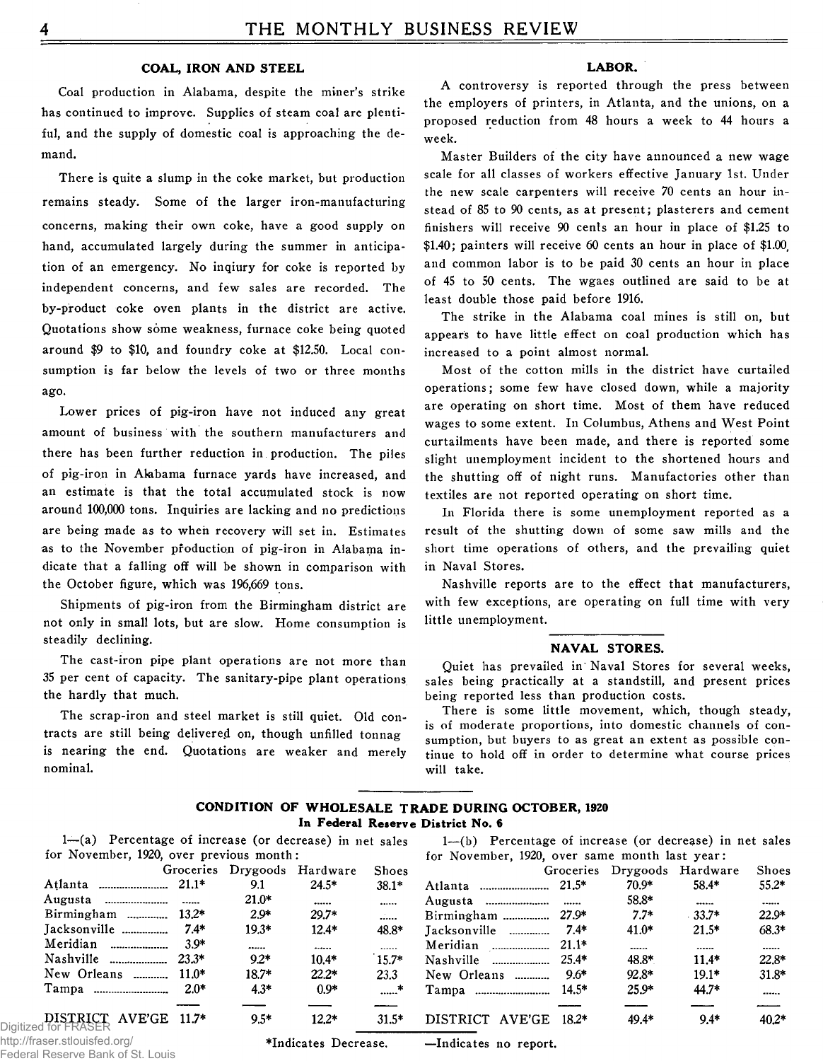## COAL, IRON AND STEEL

Coal production in Alabama, despite the miner's strike has continued to improve. Supplies of steam coal are plentiful, and the supply of domestic coal is approaching the demand.

There is quite a slump in the coke market, but production remains steady. Some of the larger iron-manufacturing concerns, making their own coke, have a good supply on hand, accumulated largely during the summer in anticipation of an emergency. No inqiury for coke is reported by independent concerns, and few sales are recorded. The by-product coke oven plants in the district are active. Quotations show some weakness, furnace coke being quoted around $9 to $10, and foundry coke at $12.50. Local consumption is far below the levels of two or three months ago.

Lower prices of pig-iron have not induced any great amount of business with the southern manufacturers and there has been further reduction in production. The piles of pig-iron in Alabama furnace yards have increased, and an estimate is that the total accumulated stock is now around 100,000 tons. Inquiries are lacking and no predictions are being made as to when recovery will set in. Estimates as to the November production of pig-iron in Alabama indicate that a falling off will be shown in comparison with the October figure, which was 196,669 tons.

Shipments of pig-iron from the Birmingham district are not only in small lots, but are slow. Home consumption is steadily declining.

The cast-iron pipe plant operations are not more than 35 per cent of capacity. The sanitary-pipe plant operations the hardly that much.

The scrap-iron and steel market is still quiet. Old contracts are still being delivered on, though unfilled tonnag is nearing the end. Quotations are weaker and merely nominal.

## LABOR.

A controversy is reported through the press between the employers of printers, in Atlanta, and the unions, on a proposed reduction from 48 hours a week to 44 hours a week.

Master Builders of the city have announced a new wage scale for all classes of workers effective January 1st. Under the new scale carpenters will receive 70 cents an hour instead of 85 to 90 cents, as at present; plasterers and cement finishers will receive 90 cents an hour in place of $1.25 to $1.40; painters will receive 60 cents an hour in place of $1.00, and common labor is to be paid 30 cents an hour in place of 45 to 50 cents. The wgaes outlined are said to be at least double those paid before 1916.

The strike in the Alabama coal mines is still on, but appears to have little effect on coal production which has increased to a point almost normal.

Most of the cotton mills in the district have curtailed operations; some few have closed down, while a majority are operating on short time. Most of them have reduced wages to some extent. In Columbus, Athens and West Point curtailments have been made, and there is reported some slight unemployment incident to the shortened hours and the shutting off of night runs. Manufactories other than textiles are not reported operating on short time.

In Florida there is some unemployment reported as a result of the shutting down of some saw mills and the short time operations of others, and the prevailing quiet in Naval Stores.

Nashville reports are to the effect that manufacturers, with few exceptions, are operating on full time with very little unemployment.

## NAVAL STORES.

Quiet has prevailed in Naval Stores for several weeks, sales being practically at a standstill, and present prices being reported less than production costs.

There is some little movement, which, though steady, is of moderate proportions, into domestic channels of consumption, but buyers to as great an extent as possible continue to hold off in order to determine what course prices will take.

## CONDITION OF WHOLESALE TRADE DURING OCTOBER, 1920

**In Federal Reserve District No. 6**

1—(a) Percentage of increase (or decrease) in net sales for November, 1920, over previous month:

| | Groceries | Drygoods | Hardware | Shoes |
|---|---|---|---|---|
| Atlanta | 21.1* | 9.1 | 24.5* | 38.1* |
| Augusta | ...... | 21.0* | ...... | ...... |
| Birmingham | 13.2* | 2.9* | 29.7* | ...... |
| Jacksonville | 7.4* | 19.3* | 12.4* | 48.8* |
| Meridian | 3.9* | ...... | ...... | ...... |
| Nashville | 23.3* | 9.2* | 10.4* | 15.7* |
| New Orleans | 11.0* | 18.7* | 22.2* | 23.3 |
| Tampa | 2.0* | 4.3* | 0.9* | ......* |
| DISTRICT AVE'GE | 11.7* | 9.5* | 12.2* | 31.5* |

1—(b) Percentage of increase (or decrease) in net sales for November, 1920, over same month last year:

| | Groceries | Drygoods | Hardware | Shoes |
|---|---|---|---|---|
| Atlanta | 21.5* | 70.9* | 58.4* | 55.2* |
| Augusta | ...... | 58.8* | ...... | ...... |
| Birmingham | 27.9* | 7.7* | 33.7* | 22.9* |
| Jacksonville | 7.4* | 41.0* | 21.5* | 68.3* |
| Meridian | 21.1* | ...... | ...... | ...... |
| Nashville | 25.4* | 48.8* | 11.4* | 22.8* |
| New Orleans | 9.6* | 92.8* | 19.1* | 31.8* |
| Tampa | 14.5* | 25.9* | 44.7* | ...... |
| DISTRICT AVE'GE | 18.2* | 49.4* | 9.4* | 40.2* |

*Indicates Decrease. —Indicates no report.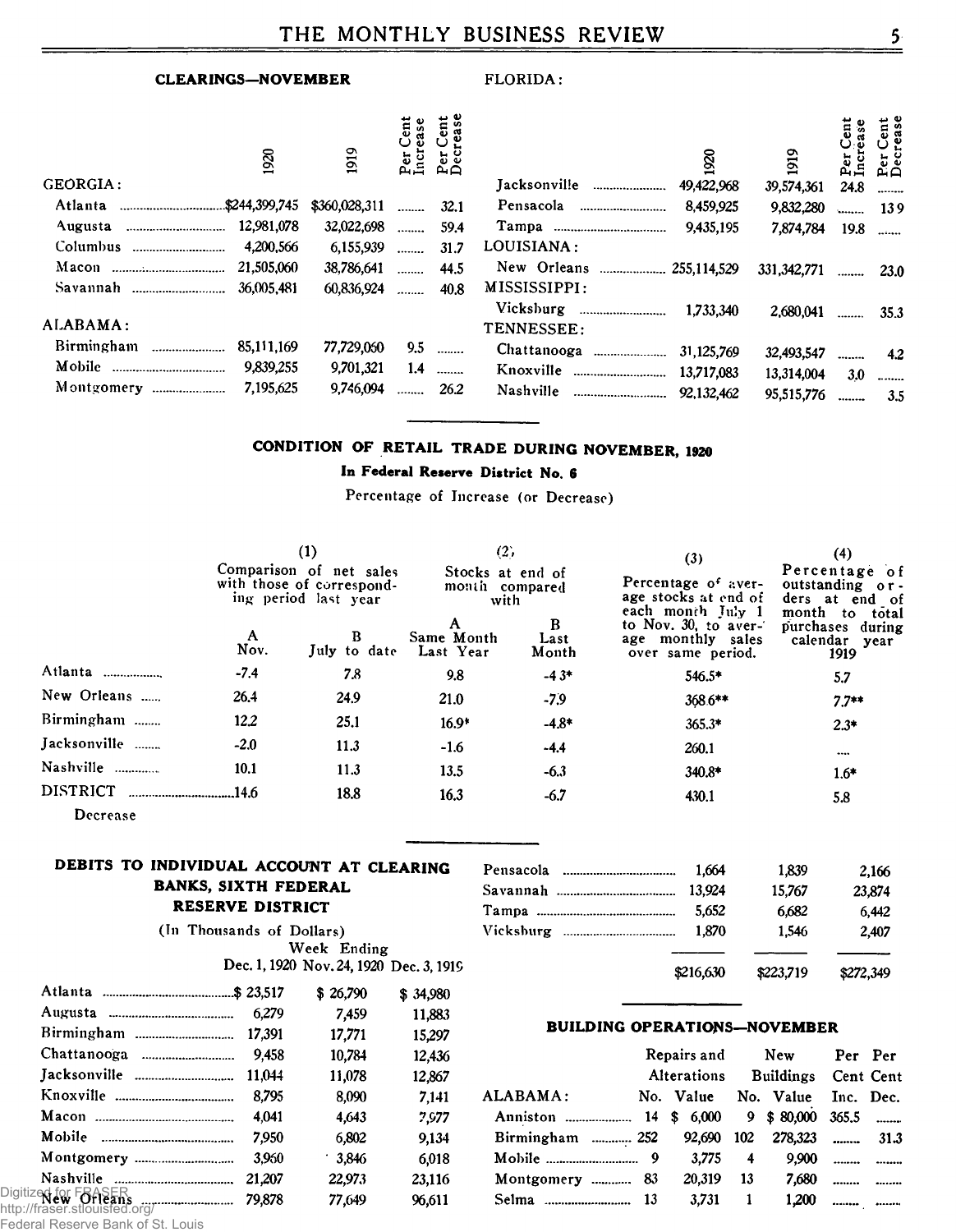## CLEARINGS—NOVEMBER

| | 1920 | 1919 | Per Cent Increase | Per Cent Decrease |
|---|---|---|---|---|
| GEORGIA: | | | | |
| Atlanta | $244,399,745 | $360,028,311 | ........ | 32.1 |
| Augusta | 12,981,078 | 32,022,698 | ........ | 59.4 |
| Columbus | 4,200,566 | 6,155,939 | ........ | 31.7 |
| Macon | 21,505,060 | 38,786,641 | ........ | 44.5 |
| Savannah | 36,005,481 | 60,836,924 | ........ | 40.8 |
| ALABAMA: | | | | |
| Birmingham | 85,111,169 | 77,729,060 | 9.5 | ........ |
| Mobile | 9,839,255 | 9,701,321 | 1.4 | ........ |
| Montgomery | 7,195,625 | 9,746,094 | ........ | 26.2 |
| FLORIDA: | | | | |
| Jacksonville | 49,422,968 | 39,574,361 | 24.8 | ........ |
| Pensacola | 8,459,925 | 9,832,280 | ........ | 13.9 |
| Tampa | 9,435,195 | 7,874,784 | 19.8 | ........ |
| LOUISIANA: | | | | |
| New Orleans | 255,114,529 | 331,342,771 | ........ | 23.0 |
| MISSISSIPPI: | | | | |
| Vicksburg | 1,733,340 | 2,680,041 | ........ | 35.3 |
| TENNESSEE: | | | | |
| Chattanooga | 31,125,769 | 32,493,547 | ........ | 4.2 |
| Knoxville | 13,717,083 | 13,314,004 | 3.0 | ........ |
| Nashville | 92,132,462 | 95,515,776 | ........ | 3.5 |

## CONDITION OF RETAIL TRADE DURING NOVEMBER, 1920

**In Federal Reserve District No. 6**

Percentage of Increase (or Decrease)

| | (1) Comparison of net sales with those of corresponding period last year | | (2) Stocks at end of month compared with | | (3) Percentage of average stocks at end of each month July 1 to Nov. 30, to average monthly sales over same period. | (4) Percentage of outstanding orders at end of month to total purchases during calendar year 1919 |
|---|---|---|---|---|---|---|
| | A Nov. | B July to date | A Same Month Last Year | B Last Month | | |
| Atlanta | -7.4 | 7.8 | 9.8 | -4.3* | 546.5* | 5.7 |
| New Orleans | 26.4 | 24.9 | 21.0 | -7.9 | 368.6** | 7.7** |
| Birmingham | 12.2 | 25.1 | 16.9* | -4.8* | 365.3* | 2.3* |
| Jacksonville | -2.0 | 11.3 | -1.6 | -4.4 | 260.1 | .... |
| Nashville | 10.1 | 11.3 | 13.5 | -6.3 | 340.8* | 1.6* |
| DISTRICT | 14.6 | 18.8 | 16.3 | -6.7 | 430.1 | 5.8 |

Decrease

## DEBITS TO INDIVIDUAL ACCOUNT AT CLEARING BANKS, SIXTH FEDERAL RESERVE DISTRICT

(In Thousands of Dollars)

| | Week Ending Dec. 1, 1920 | Nov. 24, 1920 | Dec. 3, 1919 |
|---|---|---|---|
| Atlanta | $ 23,517 | $ 26,790 | $ 34,980 |
| Augusta | 6,279 | 7,459 | 11,883 |
| Birmingham | 17,391 | 17,771 | 15,297 |
| Chattanooga | 9,458 | 10,784 | 12,436 |
| Jacksonville | 11,044 | 11,078 | 12,867 |
| Knoxville | 8,795 | 8,090 | 7,141 |
| Macon | 4,041 | 4,643 | 7,977 |
| Mobile | 7,950 | 6,802 | 9,134 |
| Montgomery | 3,960 | 3,846 | 6,018 |
| Nashville | 21,207 | 22,973 | 23,116 |
| New Orleans | 79,878 | 77,649 | 96,611 |
| Pensacola | 1,664 | 1,839 | 2,166 |
| Savannah | 13,924 | 15,767 | 23,874 |
| Tampa | 5,652 | 6,682 | 6,442 |
| Vicksburg | 1,870 | 1,546 | 2,407 |
| | $216,630 | $223,719 | $272,349 |

## BUILDING OPERATIONS—NOVEMBER

| | Repairs and Alterations No. | Value | New Buildings No. | Value | Per Cent Inc. | Per Cent Dec. |
|---|---|---|---|---|---|---|
| ALABAMA: | | | | | | |
| Anniston | 14 | $ 6,000 | 9 | $ 80,000 | 365.5 | ........ |
| Birmingham | 252 | 92,690 | 102 | 278,323 | ........ | 31.3 |
| Mobile | 9 | 3,775 | 4 | 9,900 | ........ | ........ |
| Montgomery | 83 | 20,319 | 13 | 7,680 | ........ | ........ |
| Selma | 13 | 3,731 | 1 | 1,200 | ........ | ........ |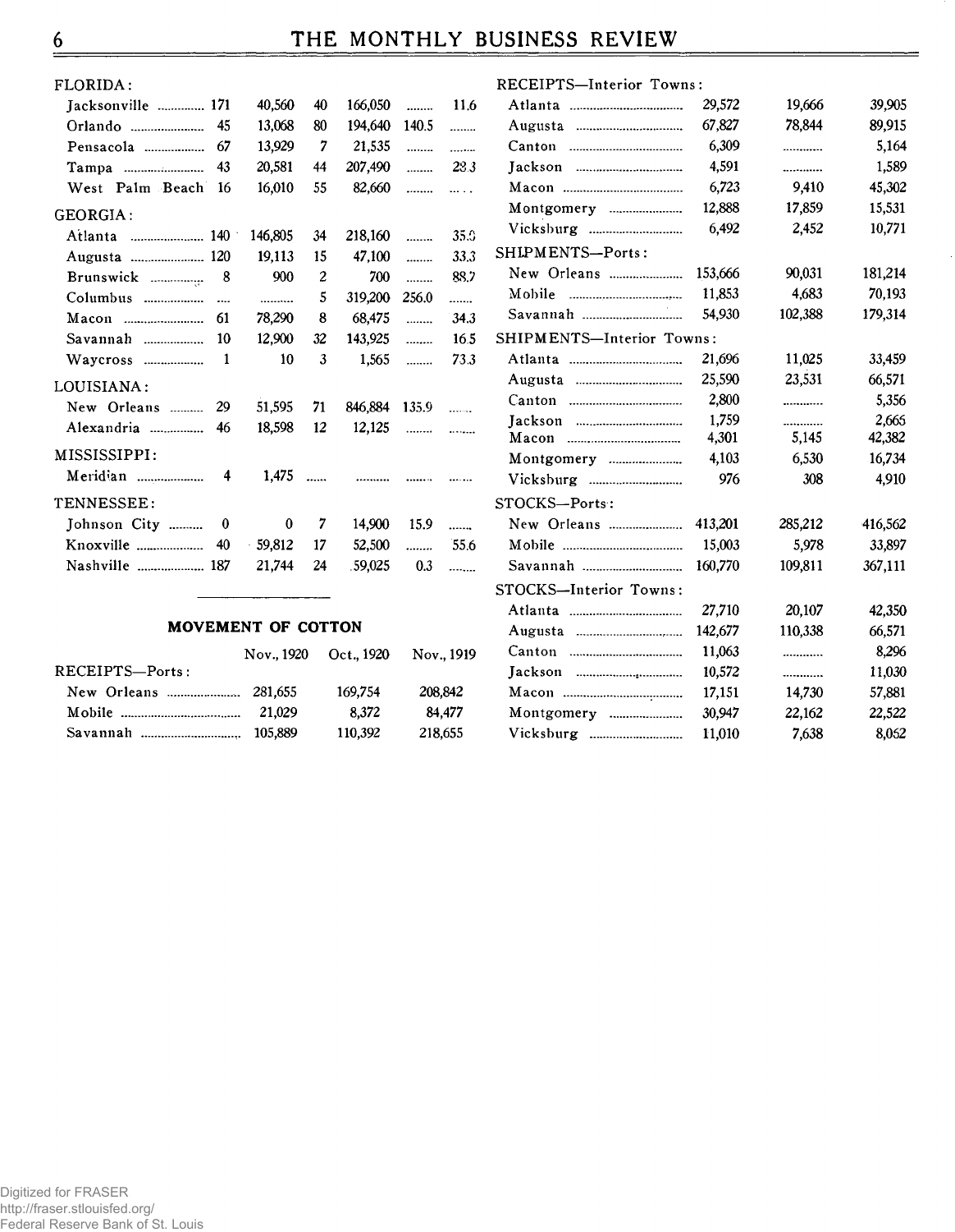| | | | | | | |
|---|---|---|---|---|---|---|
| FLORIDA: | | | | | | |
| Jacksonville | 171 | 40,560 | 40 | 166,050 | ........ | 11.6 |
| Orlando | 45 | 13,068 | 80 | 194,640 | 140.5 | ........ |
| Pensacola | 67 | 13,929 | 7 | 21,535 | ........ | ........ |
| Tampa | 43 | 20,581 | 44 | 207,490 | ........ | 28.3 |
| West Palm Beach | 16 | 16,010 | 55 | 82,660 | ........ | ........ |
| GEORGIA: | | | | | | |
| Atlanta | 140 | 146,805 | 34 | 218,160 | ........ | 35.0 |
| Augusta | 120 | 19,113 | 15 | 47,100 | ........ | 33.3 |
| Brunswick | 8 | 900 | 2 | 700 | ........ | 88.7 |
| Columbus | .... | .......... | 5 | 319,200 | 256.0 | ........ |
| Macon | 61 | 78,290 | 8 | 68,475 | ........ | 34.3 |
| Savannah | 10 | 12,900 | 32 | 143,925 | ........ | 16.5 |
| Waycross | 1 | 10 | 3 | 1,565 | ........ | 73.3 |
| LOUISIANA: | | | | | | |
| New Orleans | 29 | 51,595 | 71 | 846,884 | 135.9 | ........ |
| Alexandria | 46 | 18,598 | 12 | 12,125 | ........ | ........ |
| MISSISSIPPI: | | | | | | |
| Meridian | 4 | 1,475 | ...... | .......... | ........ | ........ |
| TENNESSEE: | | | | | | |
| Johnson City | 0 | 0 | 7 | 14,900 | 15.9 | ........ |
| Knoxville | 40 | 59,812 | 17 | 52,500 | ........ | 55.6 |
| Nashville | 187 | 21,744 | 24 | 59,025 | 0.3 | ........ |

## MOVEMENT OF COTTON

| | Nov., 1920 | Oct., 1920 | Nov., 1919 |
|---|---|---|---|
| RECEIPTS—Ports: | | | |
| New Orleans | 281,655 | 169,754 | 208,842 |
| Mobile | 21,029 | 8,372 | 84,477 |
| Savannah | 105,889 | 110,392 | 218,655 |
| RECEIPTS—Interior Towns: | | | |
| Atlanta | 29,572 | 19,666 | 39,905 |
| Augusta | 67,827 | 78,844 | 89,915 |
| Canton | 6,309 | ............ | 5,164 |
| Jackson | 4,591 | ............ | 1,589 |
| Macon | 6,723 | 9,410 | 45,302 |
| Montgomery | 12,888 | 17,859 | 15,531 |
| Vicksburg | 6,492 | 2,452 | 10,771 |
| SHIPMENTS—Ports: | | | |
| New Orleans | 153,666 | 90,031 | 181,214 |
| Mobile | 11,853 | 4,683 | 70,193 |
| Savannah | 54,930 | 102,388 | 179,314 |
| SHIPMENTS—Interior Towns: | | | |
| Atlanta | 21,696 | 11,025 | 33,459 |
| Augusta | 25,590 | 23,531 | 66,571 |
| Canton | 2,800 | ............ | 5,356 |
| Jackson | 1,759 | ............ | 2,665 |
| Macon | 4,301 | 5,145 | 42,382 |
| Montgomery | 4,103 | 6,530 | 16,734 |
| Vicksburg | 976 | 308 | 4,910 |
| STOCKS—Ports: | | | |
| New Orleans | 413,201 | 285,212 | 416,562 |
| Mobile | 15,003 | 5,978 | 33,897 |
| Savannah | 160,770 | 109,811 | 367,111 |
| STOCKS—Interior Towns: | | | |
| Atlanta | 27,710 | 20,107 | 42,350 |
| Augusta | 142,677 | 110,338 | 66,571 |
| Canton | 11,063 | ............ | 8,296 |
| Jackson | 10,572 | ............ | 11,030 |
| Macon | 17,151 | 14,730 | 57,881 |
| Montgomery | 30,947 | 22,162 | 22,522 |
| Vicksburg | 11,010 | 7,638 | 8,052 |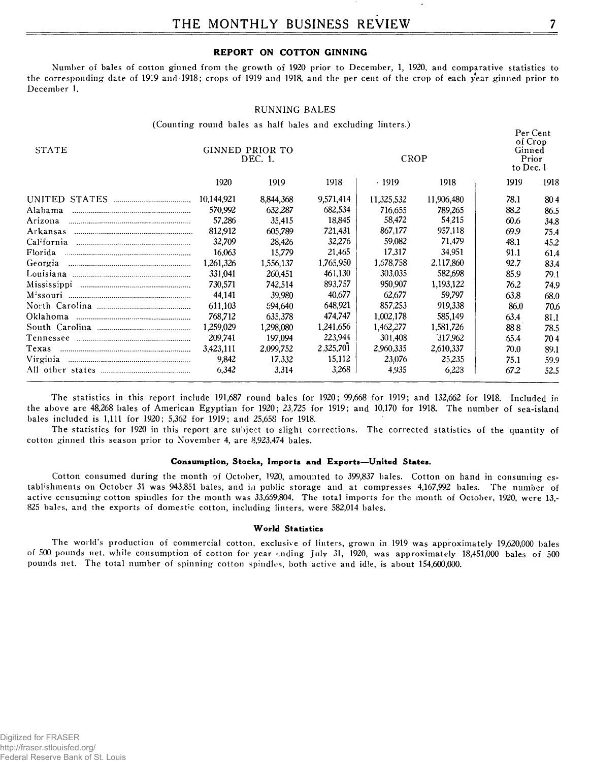## REPORT ON COTTON GINNING

Number of bales of cotton ginned from the growth of 1920 prior to December, 1, 1920, and comparative statistics to the corresponding date of 1919 and 1918; crops of 1919 and 1918, and the per cent of the crop of each year ginned prior to December 1.

RUNNING BALES

(Counting round bales as half bales and excluding linters.)

| STATE | GINNED PRIOR TO DEC. 1. | | | CROP | | Per Cent of Crop Ginned Prior to Dec. 1 | |
|---|---|---|---|---|---|---|---|
| | 1920 | 1919 | 1918 | 1919 | 1918 | 1919 | 1918 |
| UNITED STATES | 10,144,921 | 8,844,368 | 9,571,414 | 11,325,532 | 11,906,480 | 78.1 | 80.4 |
| Alabama | 570,992 | 632,287 | 682,534 | 716,655 | 789,265 | 88.2 | 86.5 |
| Arizona | 57,286 | 35,415 | 18,845 | 58,472 | 54,215 | 60.6 | 34.8 |
| Arkansas | 812,912 | 605,789 | 721,431 | 867,177 | 957,118 | 69.9 | 75.4 |
| California | 32,709 | 28,426 | 32,276 | 59,082 | 71,479 | 48.1 | 45.2 |
| Florida | 16,063 | 15,779 | 21,465 | 17,317 | 34,951 | 91.1 | 61.4 |
| Georgia | 1,261,326 | 1,556,137 | 1,765,950 | 1,678,758 | 2,117,860 | 92.7 | 83.4 |
| Louisiana | 331,041 | 260,451 | 461,130 | 303,035 | 582,698 | 85.9 | 79.1 |
| Mississippi | 730,571 | 742,514 | 893,757 | 950,907 | 1,193,122 | 76.2 | 74.9 |
| Missouri | 44,141 | 39,980 | 40,677 | 62,677 | 59,797 | 63.8 | 68.0 |
| North Carolina | 611,103 | 594,640 | 648,921 | 857,253 | 919,338 | 86.0 | 70.6 |
| Oklahoma | 768,712 | 635,378 | 474,747 | 1,002,178 | 585,149 | 63.4 | 81.1 |
| South Carolina | 1,259,029 | 1,298,080 | 1,241,656 | 1,462,277 | 1,581,726 | 88.8 | 78.5 |
| Tennessee | 209,741 | 197,094 | 223,944 | 301,408 | 317,962 | 65.4 | 70.4 |
| Texas | 3,423,111 | 2,099,752 | 2,325,701 | 2,960,335 | 2,610,337 | 70.0 | 89.1 |
| Virginia | 9,842 | 17,332 | 15,112 | 23,076 | 25,235 | 75.1 | 59.9 |
| All other states | 6,342 | 3,314 | 3,268 | 4,935 | 6,223 | 67.2 | 52.5 |

The statistics in this report include 191,687 round bales for 1920; 99,668 for 1919; and 132,662 for 1918. Included in the above are 48,268 bales of American Egyptian for 1920; 23,725 for 1919; and 10,170 for 1918. The number of sea-island bales included is 1,111 for 1920; 5,362 for 1919; and 25,658 for 1918.

The statistics for 1920 in this report are subject to slight corrections. The corrected statistics of the quantity of cotton ginned this season prior to November 4, are 8,923,474 bales.

#### Consumption, Stocks, Imports and Exports—United States.

Cotton consumed during the month of October, 1920, amounted to 399,837 bales. Cotton on hand in consuming establishments on October 31 was 943,851 bales, and in public storage and at compresses 4,167,992 bales. The number of active consuming cotton spindles for the month was 33,659,804. The total imports for the month of October, 1920, were 13,825 bales, and the exports of domestic cotton, including linters, were 582,014 bales.

#### World Statistics

The world's production of commercial cotton, exclusive of linters, grown in 1919 was approximately 19,620,000 bales of 500 pounds net, while consumption of cotton for year ending July 31, 1920, was approximately 18,451,000 bales of 500 pounds net. The total number of spinning cotton spindles, both active and idle, is about 154,600,000.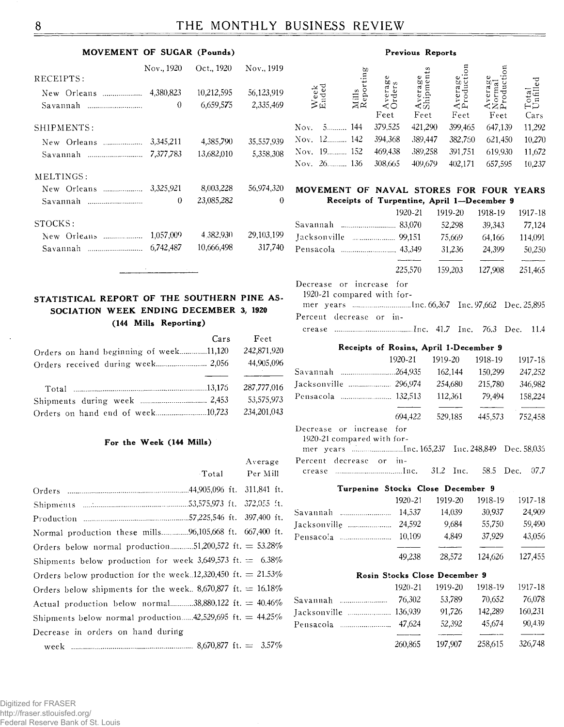## MOVEMENT OF SUGAR (Pounds)

| | Nov., 1920 | Oct., 1920 | Nov., 1919 |
|---|---|---|---|
| RECEIPTS: | | | |
| New Orleans | 4,380,823 | 10,212,595 | 56,123,919 |
| Savannah | 0 | 6,659,575 | 2,335,469 |
| SHIPMENTS: | | | |
| New Orleans | 3,345,211 | 4,385,790 | 35,557,939 |
| Savannah | 7,377,783 | 13,682,010 | 5,358,308 |
| MELTINGS: | | | |
| New Orleans | 3,325,921 | 8,003,228 | 56,974,320 |
| Savannah | 0 | 23,085,282 | 0 |
| STOCKS: | | | |
| New Orleans | 1,057,009 | 4,382,930 | 29,103,199 |
| Savannah | 6,742,487 | 10,666,498 | 317,740 |

## STATISTICAL REPORT OF THE SOUTHERN PINE ASSOCIATION WEEK ENDING DECEMBER 3, 1920

### (144 Mills Reporting)

| | Cars | Feet |
|---|---|---|
| Orders on hand beginning of week | 11,120 | 242,871,920 |
| Orders received during week | 2,056 | 44,905,096 |
| Total | 13,176 | 287,777,016 |
| Shipments during week | 2,453 | 53,575,973 |
| Orders on hand end of week | 10,723 | 234,201,043 |

### For the Week (144 Mills)

| | Total | Average Per Mill |
|---|---|---|
| Orders | 44,905,096 ft. | 311,841 ft. |
| Shipments | 53,575,973 ft. | 372,055 ft. |
| Production | 57,225,546 ft. | 397,400 ft. |
| Normal production these mills | 96,105,668 ft. | 667,400 ft. |

Orders below normal production 51,200,572 ft. = 53.28%
Shipments below production for week 3,649,573 ft. = 6.38%
Orders below production for the week 12,320,450 ft. = 21.53%
Orders below shipments for the week 8,670,877 ft. = 16.18%
Actual production below normal 38,880,122 ft. = 40.46%
Shipments below normal production 42,529,695 ft. = 44.25%
Decrease in orders on hand during week 8,670,877 ft. = 3.57%

### Previous Reports

| Week Ended | Mills Reporting | Average Orders Feet | Average Shipments Feet | Average Production Feet | Average Normal Production Feet | Total Unfilled Cars |
|---|---|---|---|---|---|---|
| Nov. 5 | 144 | 379,525 | 421,290 | 399,465 | 647,139 | 11,292 |
| Nov. 12 | 142 | 394,368 | 389,447 | 382,760 | 621,450 | 10,270 |
| Nov. 19 | 152 | 469,438 | 389,258 | 391,751 | 619,930 | 11,672 |
| Nov. 26 | 136 | 308,665 | 409,679 | 402,171 | 657,595 | 10,237 |

## MOVEMENT OF NAVAL STORES FOR FOUR YEARS

### Receipts of Turpentine, April 1—December 9

| | 1920-21 | 1919-20 | 1918-19 | 1917-18 |
|---|---|---|---|---|
| Savannah | 83,070 | 52,298 | 39,343 | 77,124 |
| Jacksonville | 99,151 | 75,669 | 64,166 | 114,091 |
| Pensacola | 43,349 | 31,236 | 24,399 | 50,250 |
| | 225,570 | 159,203 | 127,908 | 251,465 |
| Decrease or increase for 1920-21 compared with former years | | Inc. 66,367 | Inc. 97,662 | Dec. 25,895 |
| Percent decrease or increase | | Inc. 41.7 | Inc. 76.3 | Dec. 11.4 |

### Receipts of Rosins, April 1-December 9

| | 1920-21 | 1919-20 | 1918-19 | 1917-18 |
|---|---|---|---|---|
| Savannah | 264,935 | 162,144 | 150,299 | 247,252 |
| Jacksonville | 296,974 | 254,680 | 215,780 | 346,982 |
| Pensacola | 132,513 | 112,361 | 79,494 | 158,224 |
| | 694,422 | 529,185 | 445,573 | 752,458 |
| Decrease or increase for 1920-21 compared with former years | | Inc. 165,237 | Inc. 248,849 | Dec. 58,036 |
| Percent decrease or increase | | Inc. 31.2 | Inc. 58.5 | Dec. 07.7 |

### Turpenine Stocks Close December 9

| | 1920-21 | 1919-20 | 1918-19 | 1917-18 |
|---|---|---|---|---|
| Savannah | 14,537 | 14,039 | 30,937 | 24,909 |
| Jacksonville | 24,592 | 9,684 | 55,750 | 59,490 |
| Pensacola | 10,109 | 4,849 | 37,929 | 43,056 |
| | 49,238 | 28,572 | 124,626 | 127,455 |

### Rosin Stocks Close December 9

| | 1920-21 | 1919-20 | 1918-19 | 1917-18 |
|---|---|---|---|---|
| Savannah | 76,302 | 53,789 | 70,652 | 76,078 |
| Jacksonville | 136,939 | 91,726 | 142,289 | 160,231 |
| Pensacola | 47,624 | 52,392 | 45,674 | 90,439 |
| | 260,865 | 197,907 | 258,615 | 326,748 |